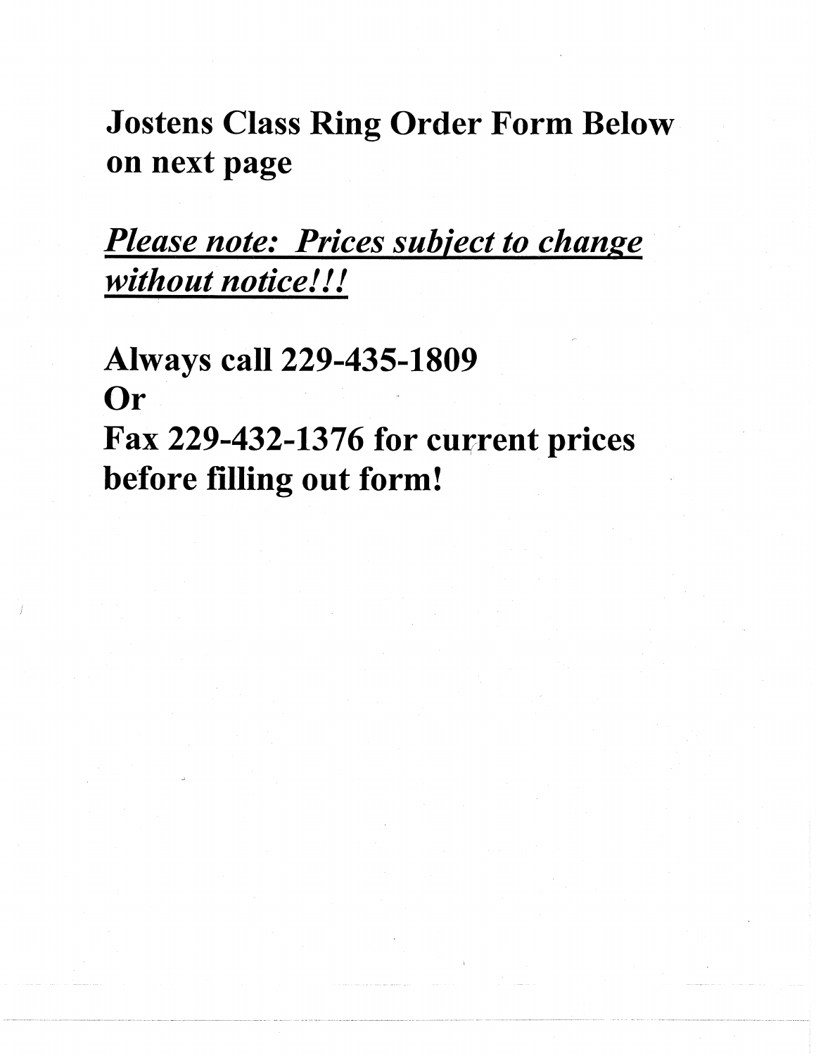**Jostens Class Ring Order Form Below on next page**

***Please note: Prices subject to change without notice!!!***

**Always call 229-435-1809**
**Or**
**Fax 229-432-1376 for current prices before filling out form!**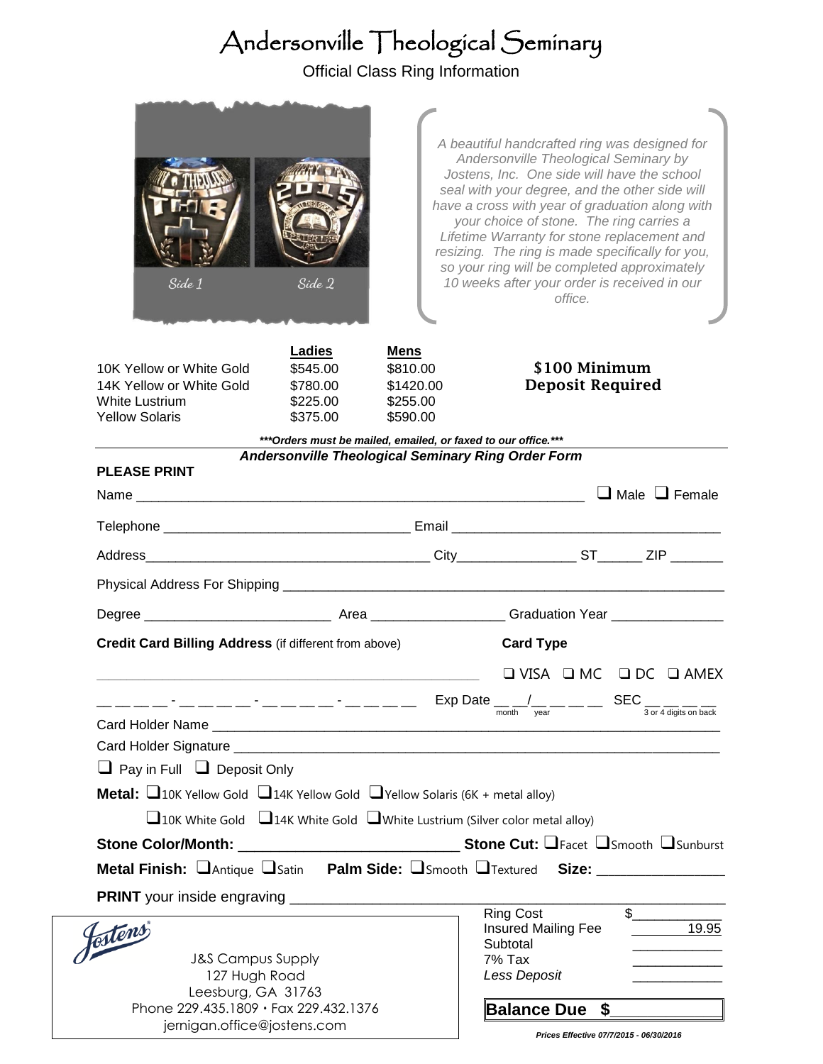# Andersonville Theological Seminary

Official Class Ring Information

Side 1 Side 2

*A beautiful handcrafted ring was designed for Andersonville Theological Seminary by Jostens, Inc. One side will have the school seal with your degree, and the other side will have a cross with year of graduation along with your choice of stone. The ring carries a Lifetime Warranty for stone replacement and resizing. The ring is made specifically for you, so your ring will be completed approximately 10 weeks after your order is received in our office.*

| | Ladies | Mens |
|---|---|---|
| 10K Yellow or White Gold | $545.00 | $810.00 |
| 14K Yellow or White Gold | $780.00 | $1420.00 |
| White Lustrium | $225.00 | $255.00 |
| Yellow Solaris | $375.00 | $590.00 |

**$100 Minimum Deposit Required**

***\*\*\*Orders must be mailed, emailed, or faxed to our office.\*\*\****

***Andersonville Theological Seminary Ring Order Form***

**PLEASE PRINT**

Name ____________________ ❑ Male ❑ Female

Telephone ____________________ Email ____________________

Address____________________ City____________ ST______ ZIP _______

Physical Address For Shipping ____________________

Degree ____________________ Area ______________ Graduation Year _______________

**Credit Card Billing Address** (if different from above) **Card Type**

____________________ ❑ VISA ❑ MC ❑ DC ❑ AMEX

__ __ __ __ - __ __ __ __ - __ __ __ __ - __ __ __ __ Exp Date __ __/__ __ __ __ (month year) SEC __ __ __ __ (3 or 4 digits on back)

Card Holder Name ____________________

Card Holder Signature ____________________

❑ Pay in Full ❑ Deposit Only

**Metal:** ❑10K Yellow Gold ❑14K Yellow Gold ❑Yellow Solaris (6K + metal alloy)

❑10K White Gold ❑14K White Gold ❑White Lustrium (Silver color metal alloy)

**Stone Color/Month:** ____________________ **Stone Cut:** ❑Facet ❑Smooth ❑Sunburst

**Metal Finish:** ❑Antique ❑Satin **Palm Side:** ❑Smooth ❑Textured **Size:** ______________

**PRINT** your inside engraving ____________________

| | |
|---|---|
| Ring Cost | $___________ |
| Insured Mailing Fee | 19.95 |
| Subtotal | ___________ |
| 7% Tax | ___________ |
| *Less Deposit* | ___________ |
| **Balance Due** | **$___________** |

Jostens

J&S Campus Supply
127 Hugh Road
Leesburg, GA 31763
Phone 229.435.1809 • Fax 229.432.1376
jernigan.office@jostens.com

***Prices Effective 07/7/2015 - 06/30/2016***